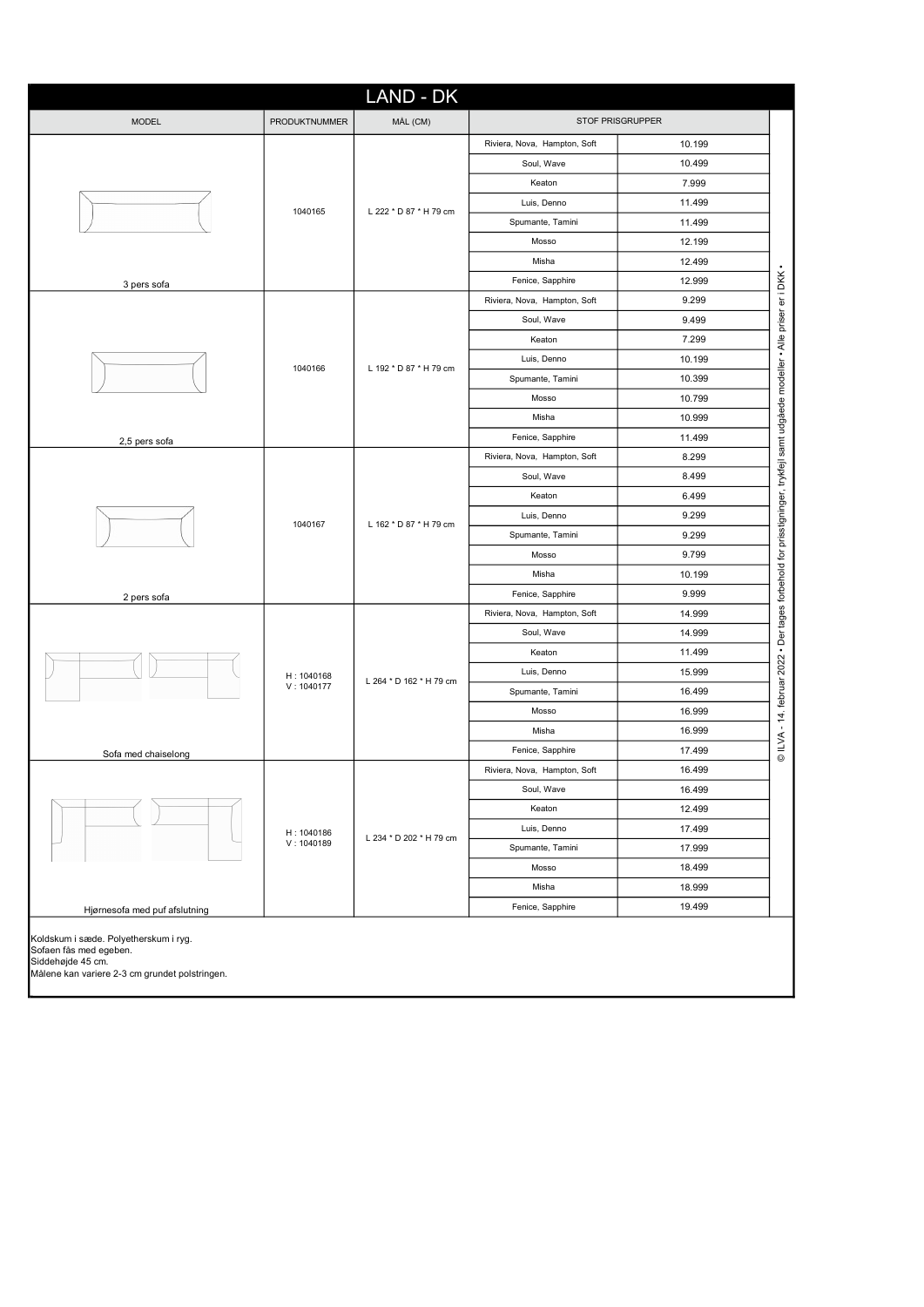# LAND - DK

| MODEL | PRODUKTNUMMER | MÅL (CM) | STOF PRISGRUPPER | |
|---|---|---|---|---|
| 3 pers sofa | 1040165 | L 222 * D 87 * H 79 cm | Riviera, Nova, Hampton, Soft | 10.199 |
| | | | Soul, Wave | 10.499 |
| | | | Keaton | 7.999 |
| | | | Luis, Denno | 11.499 |
| | | | Spumante, Tamini | 11.499 |
| | | | Mosso | 12.199 |
| | | | Misha | 12.499 |
| | | | Fenice, Sapphire | 12.999 |
| 2,5 pers sofa | 1040166 | L 192 * D 87 * H 79 cm | Riviera, Nova, Hampton, Soft | 9.299 |
| | | | Soul, Wave | 9.499 |
| | | | Keaton | 7.299 |
| | | | Luis, Denno | 10.199 |
| | | | Spumante, Tamini | 10.399 |
| | | | Mosso | 10.799 |
| | | | Misha | 10.999 |
| | | | Fenice, Sapphire | 11.499 |
| 2 pers sofa | 1040167 | L 162 * D 87 * H 79 cm | Riviera, Nova, Hampton, Soft | 8.299 |
| | | | Soul, Wave | 8.499 |
| | | | Keaton | 6.499 |
| | | | Luis, Denno | 9.299 |
| | | | Spumante, Tamini | 9.299 |
| | | | Mosso | 9.799 |
| | | | Misha | 10.199 |
| | | | Fenice, Sapphire | 9.999 |
| Sofa med chaiselong | H : 1040168<br>V : 1040177 | L 264 * D 162 * H 79 cm | Riviera, Nova, Hampton, Soft | 14.999 |
| | | | Soul, Wave | 14.999 |
| | | | Keaton | 11.499 |
| | | | Luis, Denno | 15.999 |
| | | | Spumante, Tamini | 16.499 |
| | | | Mosso | 16.999 |
| | | | Misha | 16.999 |
| | | | Fenice, Sapphire | 17.499 |
| Hjørnesofa med puf afslutning | H : 1040186<br>V : 1040189 | L 234 * D 202 * H 79 cm | Riviera, Nova, Hampton, Soft | 16.499 |
| | | | Soul, Wave | 16.499 |
| | | | Keaton | 12.499 |
| | | | Luis, Denno | 17.499 |
| | | | Spumante, Tamini | 17.999 |
| | | | Mosso | 18.499 |
| | | | Misha | 18.999 |
| | | | Fenice, Sapphire | 19.499 |

Koldskum i sæde. Polyetherskum i ryg.
Sofaen fås med egeben.
Siddehøjde 45 cm.
Målene kan variere 2-3 cm grundet polstringen.

© ILVA - 14. februar 2022 • Der tages forbehold for prisstigninger, trykfejl samt udgåede modeller • Alle priser er i DKK •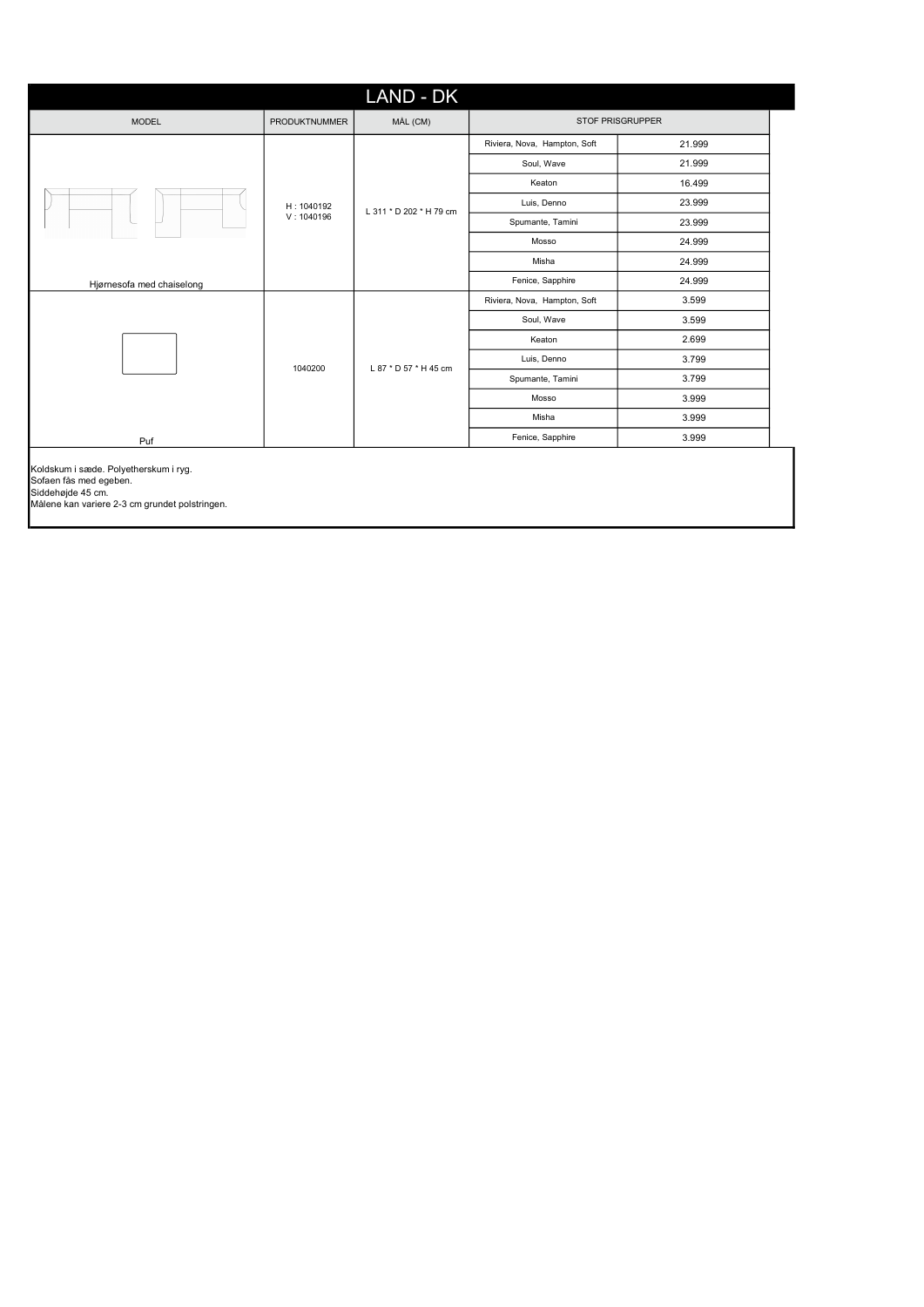# LAND - DK

| MODEL | PRODUKTNUMMER | MÅL (CM) | STOF PRISGRUPPER | |
|---|---|---|---|---|
| Hjørnesofa med chaiselong | H : 1040192<br>V : 1040196 | L 311 * D 202 * H 79 cm | Riviera, Nova, Hampton, Soft | 21.999 |
| | | | Soul, Wave | 21.999 |
| | | | Keaton | 16.499 |
| | | | Luis, Denno | 23.999 |
| | | | Spumante, Tamini | 23.999 |
| | | | Mosso | 24.999 |
| | | | Misha | 24.999 |
| | | | Fenice, Sapphire | 24.999 |
| Puf | 1040200 | L 87 * D 57 * H 45 cm | Riviera, Nova, Hampton, Soft | 3.599 |
| | | | Soul, Wave | 3.599 |
| | | | Keaton | 2.699 |
| | | | Luis, Denno | 3.799 |
| | | | Spumante, Tamini | 3.799 |
| | | | Mosso | 3.999 |
| | | | Misha | 3.999 |
| | | | Fenice, Sapphire | 3.999 |

Koldskum i sæde. Polyetherskum i ryg.
Sofaen fås med egeben.
Siddehøjde 45 cm.
Målene kan variere 2-3 cm grundet polstringen.